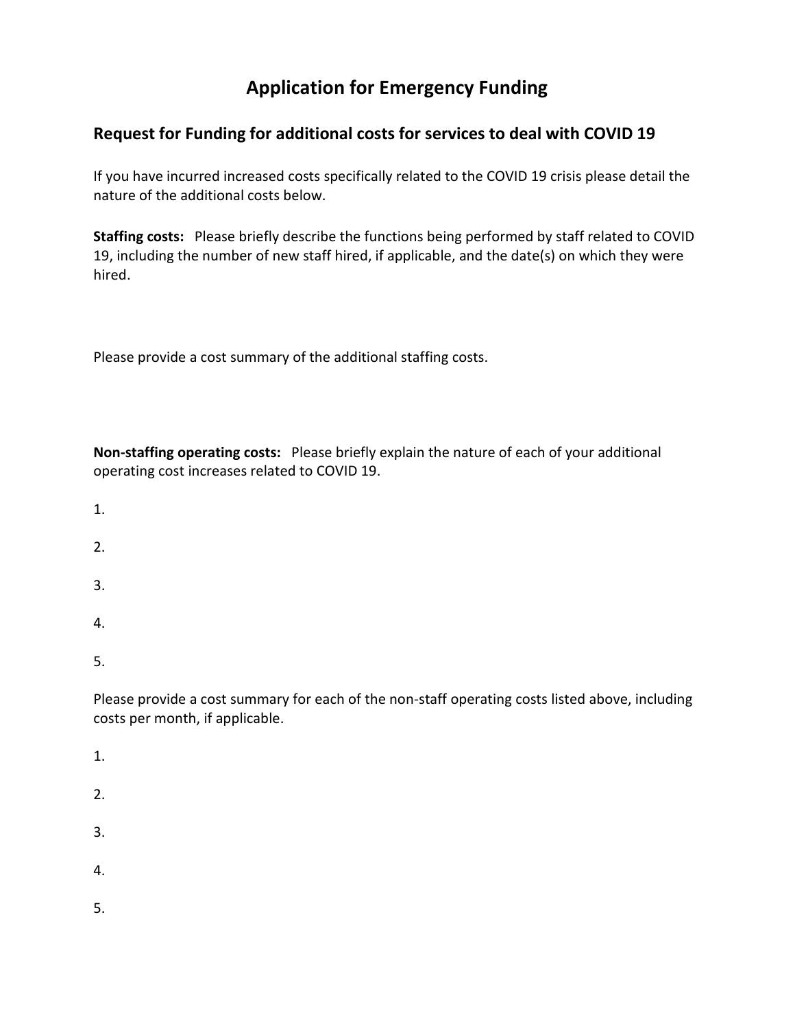# Application for Emergency Funding

## Request for Funding for additional costs for services to deal with COVID 19

If you have incurred increased costs specifically related to the COVID 19 crisis please detail the nature of the additional costs below.

**Staffing costs:** Please briefly describe the functions being performed by staff related to COVID 19, including the number of new staff hired, if applicable, and the date(s) on which they were hired.

Please provide a cost summary of the additional staffing costs.

**Non-staffing operating costs:** Please briefly explain the nature of each of your additional operating cost increases related to COVID 19.

1.

2.

3.

4.

5.

Please provide a cost summary for each of the non-staff operating costs listed above, including costs per month, if applicable.

1.

2.

3.

4.

5.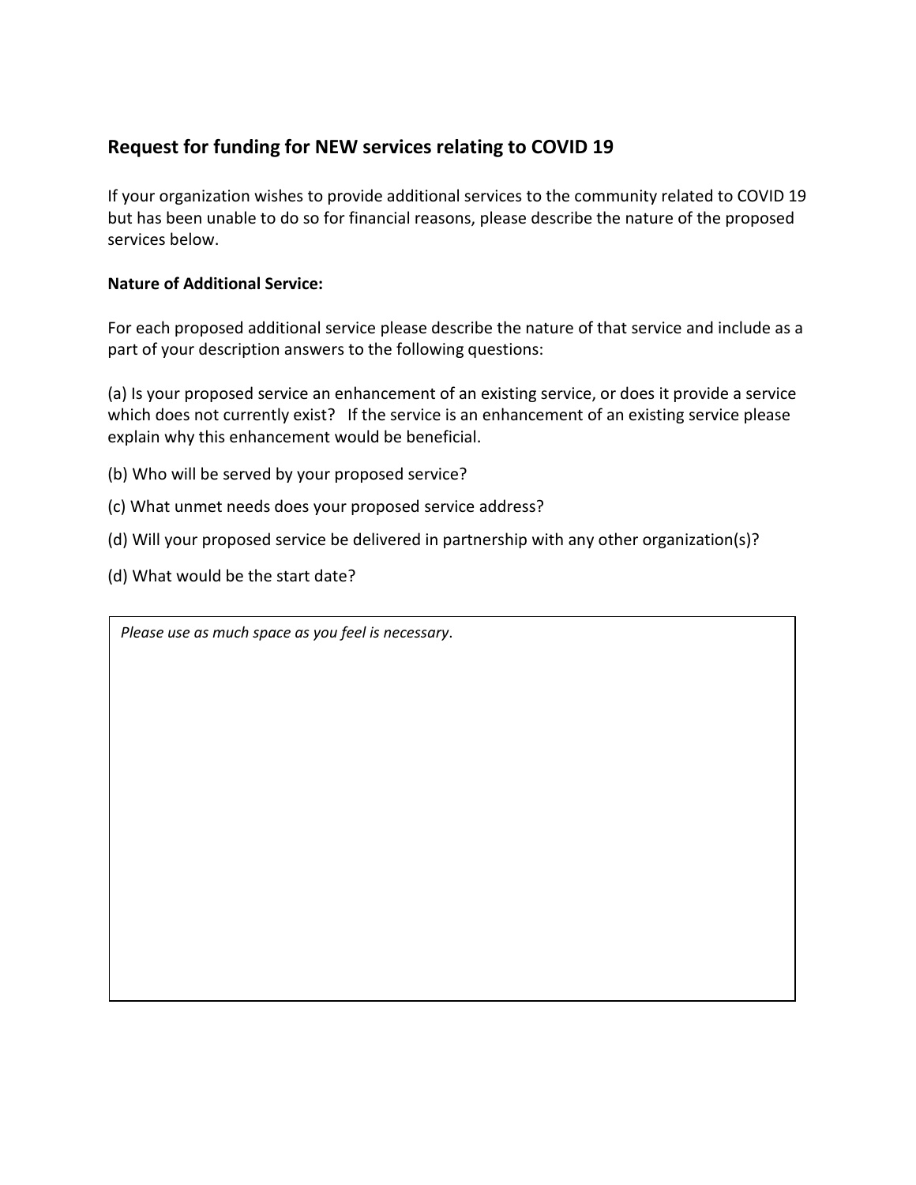## Request for funding for NEW services relating to COVID 19

If your organization wishes to provide additional services to the community related to COVID 19 but has been unable to do so for financial reasons, please describe the nature of the proposed services below.

**Nature of Additional Service:**

For each proposed additional service please describe the nature of that service and include as a part of your description answers to the following questions:

(a) Is your proposed service an enhancement of an existing service, or does it provide a service which does not currently exist? If the service is an enhancement of an existing service please explain why this enhancement would be beneficial.

(b) Who will be served by your proposed service?

(c) What unmet needs does your proposed service address?

(d) Will your proposed service be delivered in partnership with any other organization(s)?

(d) What would be the start date?

| *Please use as much space as you feel is necessary.* |
|---|
| |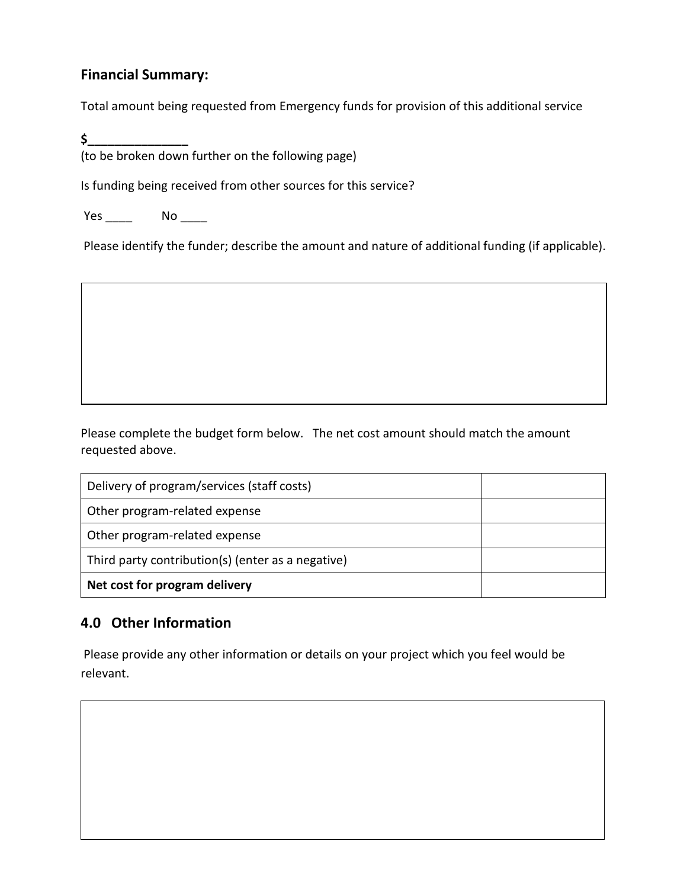**Financial Summary:**

Total amount being requested from Emergency funds for provision of this additional service

**$______________**
(to be broken down further on the following page)

Is funding being received from other sources for this service?

Yes ____ No ____

Please identify the funder; describe the amount and nature of additional funding (if applicable).

| |
|---|
| |

Please complete the budget form below. The net cost amount should match the amount requested above.

| | |
|---|---|
| Delivery of program/services (staff costs) | |
| Other program-related expense | |
| Other program-related expense | |
| Third party contribution(s) (enter as a negative) | |
| **Net cost for program delivery** | |

## 4.0 Other Information

Please provide any other information or details on your project which you feel would be relevant.

| |
|---|
| |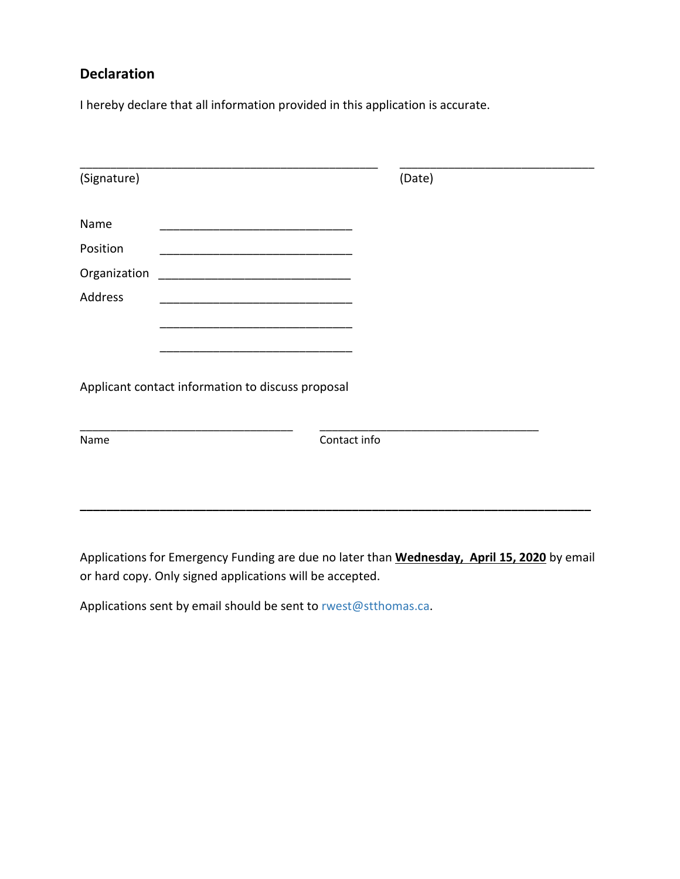## Declaration

I hereby declare that all information provided in this application is accurate.

_______________________________________________ ______________________________

(Signature) (Date)

Name ______________________________

Position ______________________________

Organization ______________________________

Address ______________________________

______________________________

______________________________

Applicant contact information to discuss proposal

_________________________________ __________________________________

Name Contact info

---

Applications for Emergency Funding are due no later than **Wednesday, April 15, 2020** by email or hard copy. Only signed applications will be accepted.

Applications sent by email should be sent to rwest@stthomas.ca.